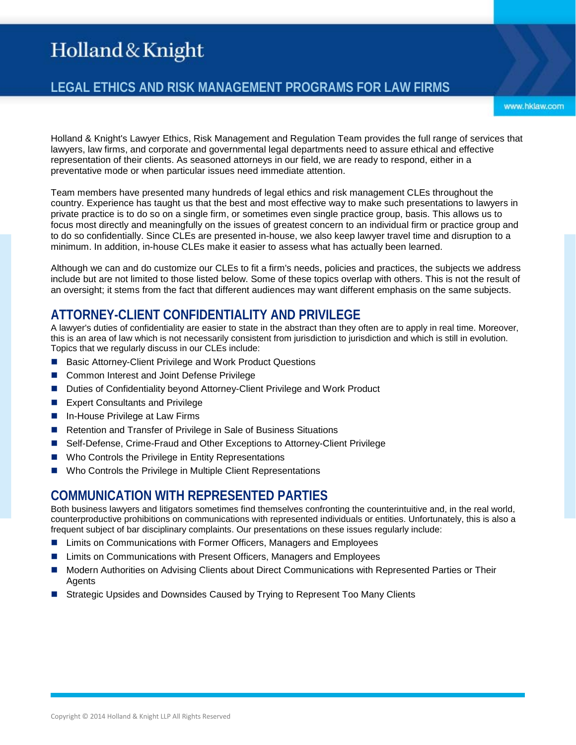Holland & Knight

# LEGAL ETHICS AND RISK MANAGEMENT PROGRAMS FOR LAW FIRMS

www.hklaw.com

Holland & Knight's Lawyer Ethics, Risk Management and Regulation Team provides the full range of services that lawyers, law firms, and corporate and governmental legal departments need to assure ethical and effective representation of their clients. As seasoned attorneys in our field, we are ready to respond, either in a preventative mode or when particular issues need immediate attention.

Team members have presented many hundreds of legal ethics and risk management CLEs throughout the country. Experience has taught us that the best and most effective way to make such presentations to lawyers in private practice is to do so on a single firm, or sometimes even single practice group, basis. This allows us to focus most directly and meaningfully on the issues of greatest concern to an individual firm or practice group and to do so confidentially. Since CLEs are presented in-house, we also keep lawyer travel time and disruption to a minimum. In addition, in-house CLEs make it easier to assess what has actually been learned.

Although we can and do customize our CLEs to fit a firm's needs, policies and practices, the subjects we address include but are not limited to those listed below. Some of these topics overlap with others. This is not the result of an oversight; it stems from the fact that different audiences may want different emphasis on the same subjects.

## ATTORNEY-CLIENT CONFIDENTIALITY AND PRIVILEGE

A lawyer's duties of confidentiality are easier to state in the abstract than they often are to apply in real time. Moreover, this is an area of law which is not necessarily consistent from jurisdiction to jurisdiction and which is still in evolution. Topics that we regularly discuss in our CLEs include:

- Basic Attorney-Client Privilege and Work Product Questions
- Common Interest and Joint Defense Privilege
- Duties of Confidentiality beyond Attorney-Client Privilege and Work Product
- Expert Consultants and Privilege
- In-House Privilege at Law Firms
- Retention and Transfer of Privilege in Sale of Business Situations
- Self-Defense, Crime-Fraud and Other Exceptions to Attorney-Client Privilege
- Who Controls the Privilege in Entity Representations
- Who Controls the Privilege in Multiple Client Representations

## COMMUNICATION WITH REPRESENTED PARTIES

Both business lawyers and litigators sometimes find themselves confronting the counterintuitive and, in the real world, counterproductive prohibitions on communications with represented individuals or entities. Unfortunately, this is also a frequent subject of bar disciplinary complaints. Our presentations on these issues regularly include:

- Limits on Communications with Former Officers, Managers and Employees
- Limits on Communications with Present Officers, Managers and Employees
- Modern Authorities on Advising Clients about Direct Communications with Represented Parties or Their Agents
- Strategic Upsides and Downsides Caused by Trying to Represent Too Many Clients

Copyright © 2014 Holland & Knight LLP All Rights Reserved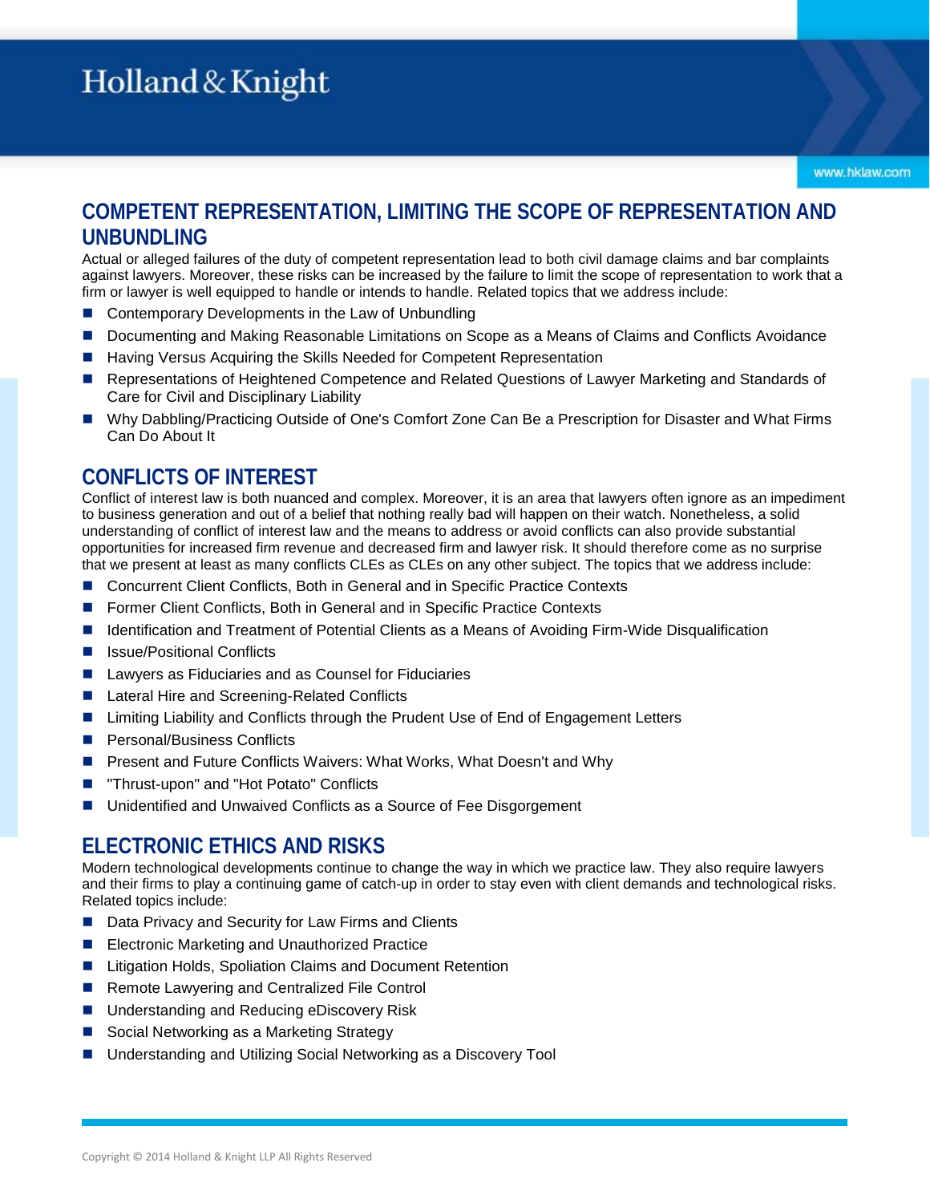## COMPETENT REPRESENTATION, LIMITING THE SCOPE OF REPRESENTATION AND UNBUNDLING

Actual or alleged failures of the duty of competent representation lead to both civil damage claims and bar complaints against lawyers. Moreover, these risks can be increased by the failure to limit the scope of representation to work that a firm or lawyer is well equipped to handle or intends to handle. Related topics that we address include:

- Contemporary Developments in the Law of Unbundling
- Documenting and Making Reasonable Limitations on Scope as a Means of Claims and Conflicts Avoidance
- Having Versus Acquiring the Skills Needed for Competent Representation
- Representations of Heightened Competence and Related Questions of Lawyer Marketing and Standards of Care for Civil and Disciplinary Liability
- Why Dabbling/Practicing Outside of One's Comfort Zone Can Be a Prescription for Disaster and What Firms Can Do About It

## CONFLICTS OF INTEREST

Conflict of interest law is both nuanced and complex. Moreover, it is an area that lawyers often ignore as an impediment to business generation and out of a belief that nothing really bad will happen on their watch. Nonetheless, a solid understanding of conflict of interest law and the means to address or avoid conflicts can also provide substantial opportunities for increased firm revenue and decreased firm and lawyer risk. It should therefore come as no surprise that we present at least as many conflicts CLEs as CLEs on any other subject. The topics that we address include:

- Concurrent Client Conflicts, Both in General and in Specific Practice Contexts
- Former Client Conflicts, Both in General and in Specific Practice Contexts
- Identification and Treatment of Potential Clients as a Means of Avoiding Firm-Wide Disqualification
- Issue/Positional Conflicts
- Lawyers as Fiduciaries and as Counsel for Fiduciaries
- Lateral Hire and Screening-Related Conflicts
- Limiting Liability and Conflicts through the Prudent Use of End of Engagement Letters
- Personal/Business Conflicts
- Present and Future Conflicts Waivers: What Works, What Doesn't and Why
- "Thrust-upon" and "Hot Potato" Conflicts
- Unidentified and Unwaived Conflicts as a Source of Fee Disgorgement

## ELECTRONIC ETHICS AND RISKS

Modern technological developments continue to change the way in which we practice law. They also require lawyers and their firms to play a continuing game of catch-up in order to stay even with client demands and technological risks. Related topics include:

- Data Privacy and Security for Law Firms and Clients
- Electronic Marketing and Unauthorized Practice
- Litigation Holds, Spoliation Claims and Document Retention
- Remote Lawyering and Centralized File Control
- Understanding and Reducing eDiscovery Risk
- Social Networking as a Marketing Strategy
- Understanding and Utilizing Social Networking as a Discovery Tool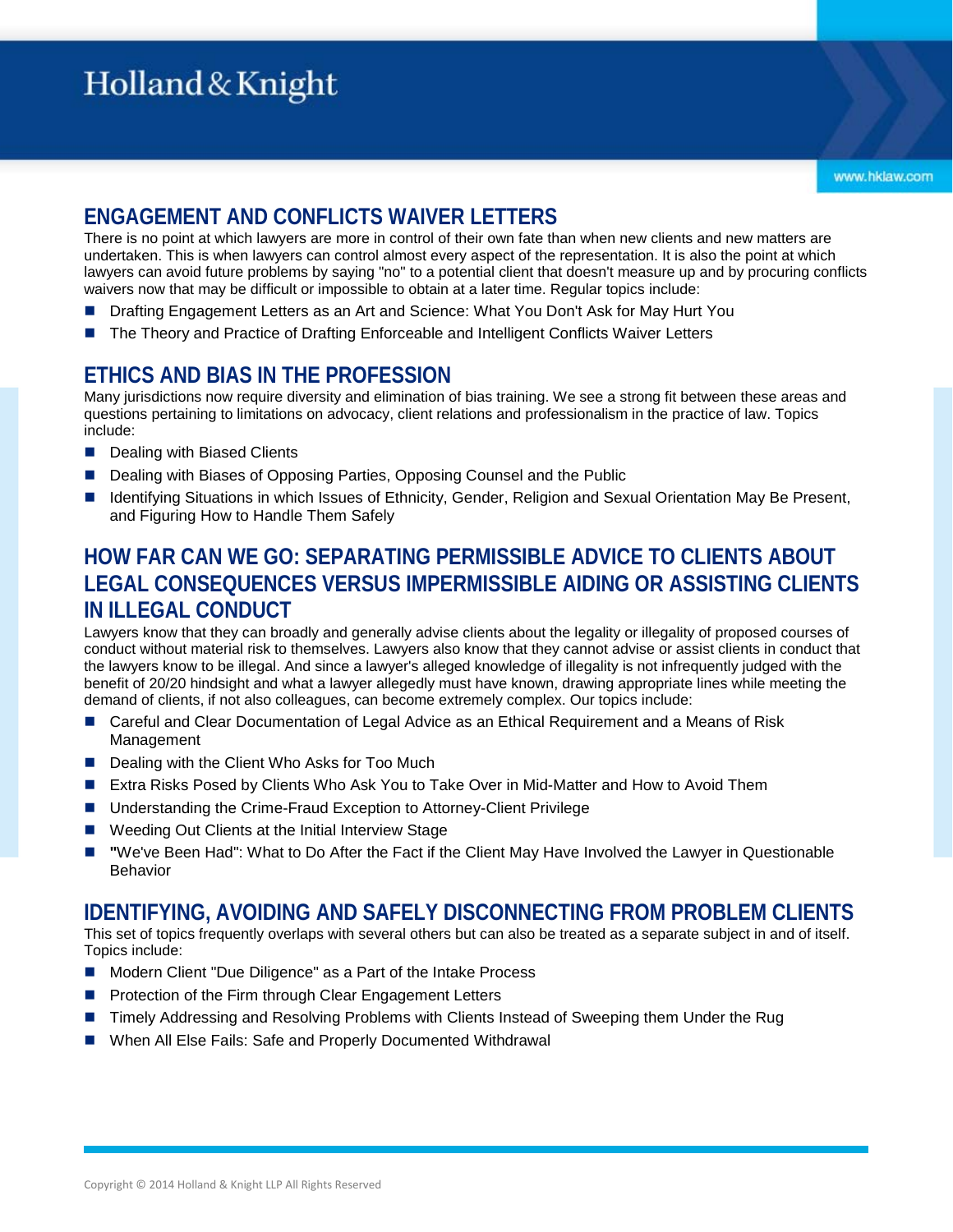## ENGAGEMENT AND CONFLICTS WAIVER LETTERS

There is no point at which lawyers are more in control of their own fate than when new clients and new matters are undertaken. This is when lawyers can control almost every aspect of the representation. It is also the point at which lawyers can avoid future problems by saying "no" to a potential client that doesn't measure up and by procuring conflicts waivers now that may be difficult or impossible to obtain at a later time. Regular topics include:

- Drafting Engagement Letters as an Art and Science: What You Don't Ask for May Hurt You
- The Theory and Practice of Drafting Enforceable and Intelligent Conflicts Waiver Letters

## ETHICS AND BIAS IN THE PROFESSION

Many jurisdictions now require diversity and elimination of bias training. We see a strong fit between these areas and questions pertaining to limitations on advocacy, client relations and professionalism in the practice of law. Topics include:

- Dealing with Biased Clients
- Dealing with Biases of Opposing Parties, Opposing Counsel and the Public
- Identifying Situations in which Issues of Ethnicity, Gender, Religion and Sexual Orientation May Be Present, and Figuring How to Handle Them Safely

## HOW FAR CAN WE GO: SEPARATING PERMISSIBLE ADVICE TO CLIENTS ABOUT LEGAL CONSEQUENCES VERSUS IMPERMISSIBLE AIDING OR ASSISTING CLIENTS IN ILLEGAL CONDUCT

Lawyers know that they can broadly and generally advise clients about the legality or illegality of proposed courses of conduct without material risk to themselves. Lawyers also know that they cannot advise or assist clients in conduct that the lawyers know to be illegal. And since a lawyer's alleged knowledge of illegality is not infrequently judged with the benefit of 20/20 hindsight and what a lawyer allegedly must have known, drawing appropriate lines while meeting the demand of clients, if not also colleagues, can become extremely complex. Our topics include:

- Careful and Clear Documentation of Legal Advice as an Ethical Requirement and a Means of Risk Management
- Dealing with the Client Who Asks for Too Much
- Extra Risks Posed by Clients Who Ask You to Take Over in Mid-Matter and How to Avoid Them
- Understanding the Crime-Fraud Exception to Attorney-Client Privilege
- Weeding Out Clients at the Initial Interview Stage
- "We've Been Had": What to Do After the Fact if the Client May Have Involved the Lawyer in Questionable Behavior

## IDENTIFYING, AVOIDING AND SAFELY DISCONNECTING FROM PROBLEM CLIENTS

This set of topics frequently overlaps with several others but can also be treated as a separate subject in and of itself. Topics include:

- Modern Client "Due Diligence" as a Part of the Intake Process
- Protection of the Firm through Clear Engagement Letters
- Timely Addressing and Resolving Problems with Clients Instead of Sweeping them Under the Rug
- When All Else Fails: Safe and Properly Documented Withdrawal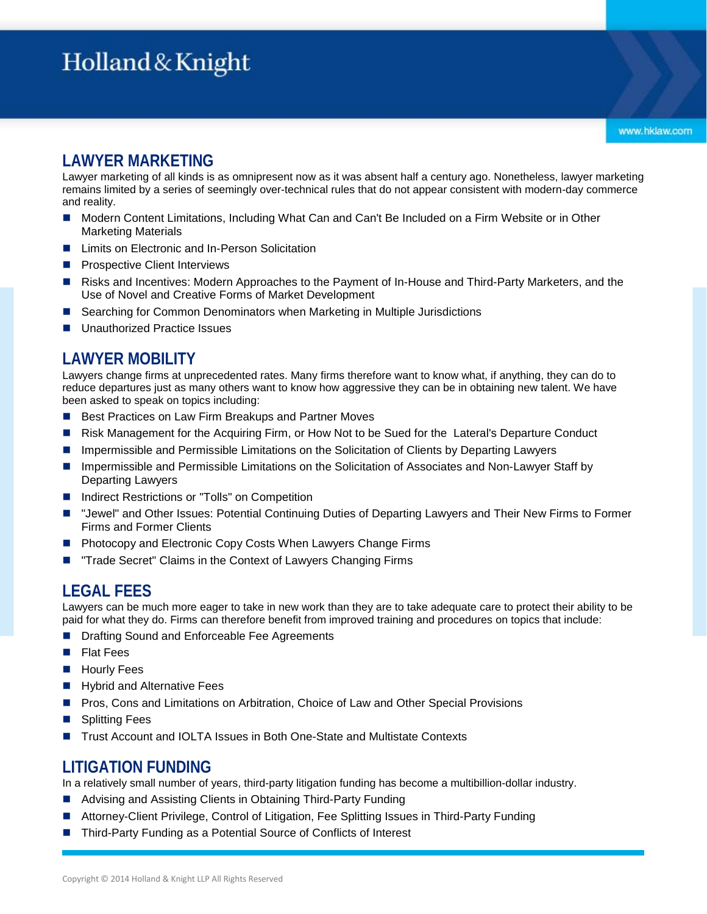## LAWYER MARKETING

Lawyer marketing of all kinds is as omnipresent now as it was absent half a century ago. Nonetheless, lawyer marketing remains limited by a series of seemingly over-technical rules that do not appear consistent with modern-day commerce and reality.

- Modern Content Limitations, Including What Can and Can't Be Included on a Firm Website or in Other Marketing Materials
- Limits on Electronic and In-Person Solicitation
- Prospective Client Interviews
- Risks and Incentives: Modern Approaches to the Payment of In-House and Third-Party Marketers, and the Use of Novel and Creative Forms of Market Development
- Searching for Common Denominators when Marketing in Multiple Jurisdictions
- Unauthorized Practice Issues

## LAWYER MOBILITY

Lawyers change firms at unprecedented rates. Many firms therefore want to know what, if anything, they can do to reduce departures just as many others want to know how aggressive they can be in obtaining new talent. We have been asked to speak on topics including:

- Best Practices on Law Firm Breakups and Partner Moves
- Risk Management for the Acquiring Firm, or How Not to be Sued for the Lateral's Departure Conduct
- Impermissible and Permissible Limitations on the Solicitation of Clients by Departing Lawyers
- Impermissible and Permissible Limitations on the Solicitation of Associates and Non-Lawyer Staff by Departing Lawyers
- Indirect Restrictions or "Tolls" on Competition
- "Jewel" and Other Issues: Potential Continuing Duties of Departing Lawyers and Their New Firms to Former Firms and Former Clients
- Photocopy and Electronic Copy Costs When Lawyers Change Firms
- "Trade Secret" Claims in the Context of Lawyers Changing Firms

## LEGAL FEES

Lawyers can be much more eager to take in new work than they are to take adequate care to protect their ability to be paid for what they do. Firms can therefore benefit from improved training and procedures on topics that include:

- Drafting Sound and Enforceable Fee Agreements
- Flat Fees
- Hourly Fees
- Hybrid and Alternative Fees
- Pros, Cons and Limitations on Arbitration, Choice of Law and Other Special Provisions
- Splitting Fees
- Trust Account and IOLTA Issues in Both One-State and Multistate Contexts

## LITIGATION FUNDING

In a relatively small number of years, third-party litigation funding has become a multibillion-dollar industry.

- Advising and Assisting Clients in Obtaining Third-Party Funding
- Attorney-Client Privilege, Control of Litigation, Fee Splitting Issues in Third-Party Funding
- Third-Party Funding as a Potential Source of Conflicts of Interest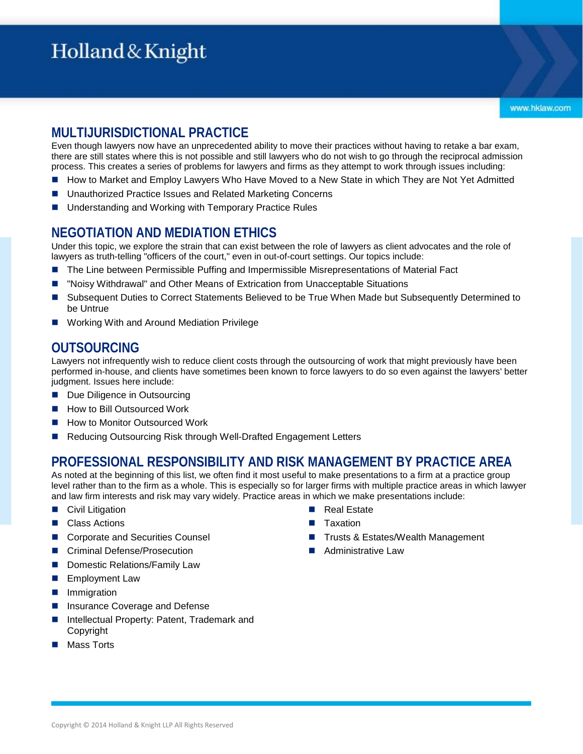## MULTIJURISDICTIONAL PRACTICE

Even though lawyers now have an unprecedented ability to move their practices without having to retake a bar exam, there are still states where this is not possible and still lawyers who do not wish to go through the reciprocal admission process. This creates a series of problems for lawyers and firms as they attempt to work through issues including:

- How to Market and Employ Lawyers Who Have Moved to a New State in which They are Not Yet Admitted
- Unauthorized Practice Issues and Related Marketing Concerns
- Understanding and Working with Temporary Practice Rules

## NEGOTIATION AND MEDIATION ETHICS

Under this topic, we explore the strain that can exist between the role of lawyers as client advocates and the role of lawyers as truth-telling "officers of the court," even in out-of-court settings. Our topics include:

- The Line between Permissible Puffing and Impermissible Misrepresentations of Material Fact
- "Noisy Withdrawal" and Other Means of Extrication from Unacceptable Situations
- Subsequent Duties to Correct Statements Believed to be True When Made but Subsequently Determined to be Untrue
- Working With and Around Mediation Privilege

## OUTSOURCING

Lawyers not infrequently wish to reduce client costs through the outsourcing of work that might previously have been performed in-house, and clients have sometimes been known to force lawyers to do so even against the lawyers' better judgment. Issues here include:

- Due Diligence in Outsourcing
- How to Bill Outsourced Work
- How to Monitor Outsourced Work
- Reducing Outsourcing Risk through Well-Drafted Engagement Letters

## PROFESSIONAL RESPONSIBILITY AND RISK MANAGEMENT BY PRACTICE AREA

As noted at the beginning of this list, we often find it most useful to make presentations to a firm at a practice group level rather than to the firm as a whole. This is especially so for larger firms with multiple practice areas in which lawyer and law firm interests and risk may vary widely. Practice areas in which we make presentations include:

- Civil Litigation
- Class Actions
- Corporate and Securities Counsel
- Criminal Defense/Prosecution
- Domestic Relations/Family Law
- Employment Law
- Immigration
- Insurance Coverage and Defense
- Intellectual Property: Patent, Trademark and Copyright
- Mass Torts
- Real Estate
- Taxation
- Trusts & Estates/Wealth Management
- Administrative Law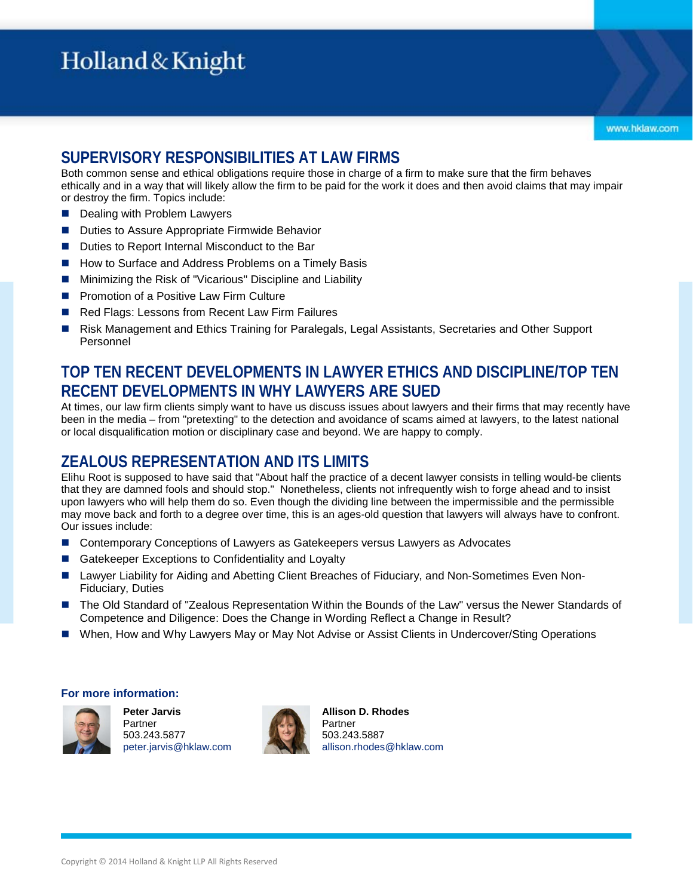Holland & Knight

www.hklaw.com

## SUPERVISORY RESPONSIBILITIES AT LAW FIRMS

Both common sense and ethical obligations require those in charge of a firm to make sure that the firm behaves ethically and in a way that will likely allow the firm to be paid for the work it does and then avoid claims that may impair or destroy the firm. Topics include:

- Dealing with Problem Lawyers
- Duties to Assure Appropriate Firmwide Behavior
- Duties to Report Internal Misconduct to the Bar
- How to Surface and Address Problems on a Timely Basis
- Minimizing the Risk of "Vicarious" Discipline and Liability
- Promotion of a Positive Law Firm Culture
- Red Flags: Lessons from Recent Law Firm Failures
- Risk Management and Ethics Training for Paralegals, Legal Assistants, Secretaries and Other Support Personnel

## TOP TEN RECENT DEVELOPMENTS IN LAWYER ETHICS AND DISCIPLINE/TOP TEN RECENT DEVELOPMENTS IN WHY LAWYERS ARE SUED

At times, our law firm clients simply want to have us discuss issues about lawyers and their firms that may recently have been in the media – from "pretexting" to the detection and avoidance of scams aimed at lawyers, to the latest national or local disqualification motion or disciplinary case and beyond. We are happy to comply.

## ZEALOUS REPRESENTATION AND ITS LIMITS

Elihu Root is supposed to have said that "About half the practice of a decent lawyer consists in telling would-be clients that they are damned fools and should stop." Nonetheless, clients not infrequently wish to forge ahead and to insist upon lawyers who will help them do so. Even though the dividing line between the impermissible and the permissible may move back and forth to a degree over time, this is an ages-old question that lawyers will always have to confront. Our issues include:

- Contemporary Conceptions of Lawyers as Gatekeepers versus Lawyers as Advocates
- Gatekeeper Exceptions to Confidentiality and Loyalty
- Lawyer Liability for Aiding and Abetting Client Breaches of Fiduciary, and Non-Sometimes Even Non-Fiduciary, Duties
- The Old Standard of "Zealous Representation Within the Bounds of the Law" versus the Newer Standards of Competence and Diligence: Does the Change in Wording Reflect a Change in Result?
- When, How and Why Lawyers May or May Not Advise or Assist Clients in Undercover/Sting Operations

**For more information:**

**Peter Jarvis**
Partner
503.243.5877
peter.jarvis@hklaw.com

**Allison D. Rhodes**
Partner
503.243.5887
allison.rhodes@hklaw.com

Copyright © 2014 Holland & Knight LLP All Rights Reserved